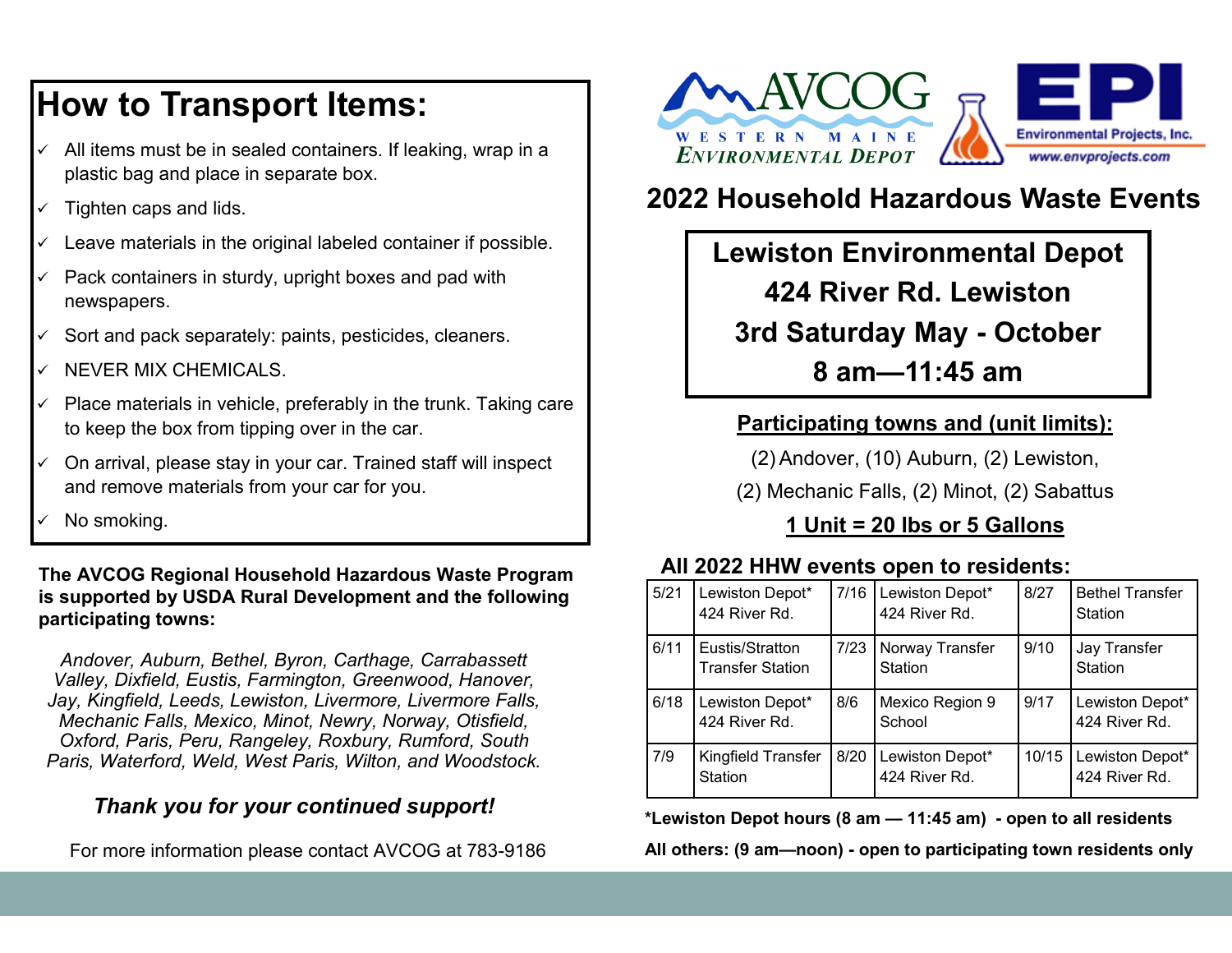# How to Transport Items:

- ✓ All items must be in sealed containers. If leaking, wrap in a plastic bag and place in separate box.
- ✓ Tighten caps and lids.
- ✓ Leave materials in the original labeled container if possible.
- ✓ Pack containers in sturdy, upright boxes and pad with newspapers.
- ✓ Sort and pack separately: paints, pesticides, cleaners.
- ✓ NEVER MIX CHEMICALS.
- ✓ Place materials in vehicle, preferably in the trunk. Taking care to keep the box from tipping over in the car.
- ✓ On arrival, please stay in your car. Trained staff will inspect and remove materials from your car for you.
- ✓ No smoking.

**The AVCOG Regional Household Hazardous Waste Program is supported by USDA Rural Development and the following participating towns:**

*Andover, Auburn, Bethel, Byron, Carthage, Carrabassett Valley, Dixfield, Eustis, Farmington, Greenwood, Hanover, Jay, Kingfield, Leeds, Lewiston, Livermore, Livermore Falls, Mechanic Falls, Mexico, Minot, Newry, Norway, Otisfield, Oxford, Paris, Peru, Rangeley, Roxbury, Rumford, South Paris, Waterford, Weld, West Paris, Wilton, and Woodstock.*

***Thank you for your continued support!***

For more information please contact AVCOG at 783-9186

AVCOG WESTERN MAINE ENVIRONMENTAL DEPOT

EPI Environmental Projects, Inc. www.envprojects.com

## 2022 Household Hazardous Waste Events

**Lewiston Environmental Depot**
**424 River Rd. Lewiston**
**3rd Saturday May - October**
**8 am—11:45 am**

**Participating towns and (unit limits):**

(2) Andover, (10) Auburn, (2) Lewiston, (2) Mechanic Falls, (2) Minot, (2) Sabattus

**1 Unit = 20 lbs or 5 Gallons**

**All 2022 HHW events open to residents:**

| | | | | | |
|---|---|---|---|---|---|
| 5/21 | Lewiston Depot* 424 River Rd. | 7/16 | Lewiston Depot* 424 River Rd. | 8/27 | Bethel Transfer Station |
| 6/11 | Eustis/Stratton Transfer Station | 7/23 | Norway Transfer Station | 9/10 | Jay Transfer Station |
| 6/18 | Lewiston Depot* 424 River Rd. | 8/6 | Mexico Region 9 School | 9/17 | Lewiston Depot* 424 River Rd. |
| 7/9 | Kingfield Transfer Station | 8/20 | Lewiston Depot* 424 River Rd. | 10/15 | Lewiston Depot* 424 River Rd. |

**\*Lewiston Depot hours (8 am — 11:45 am) - open to all residents**

**All others: (9 am—noon) - open to participating town residents only**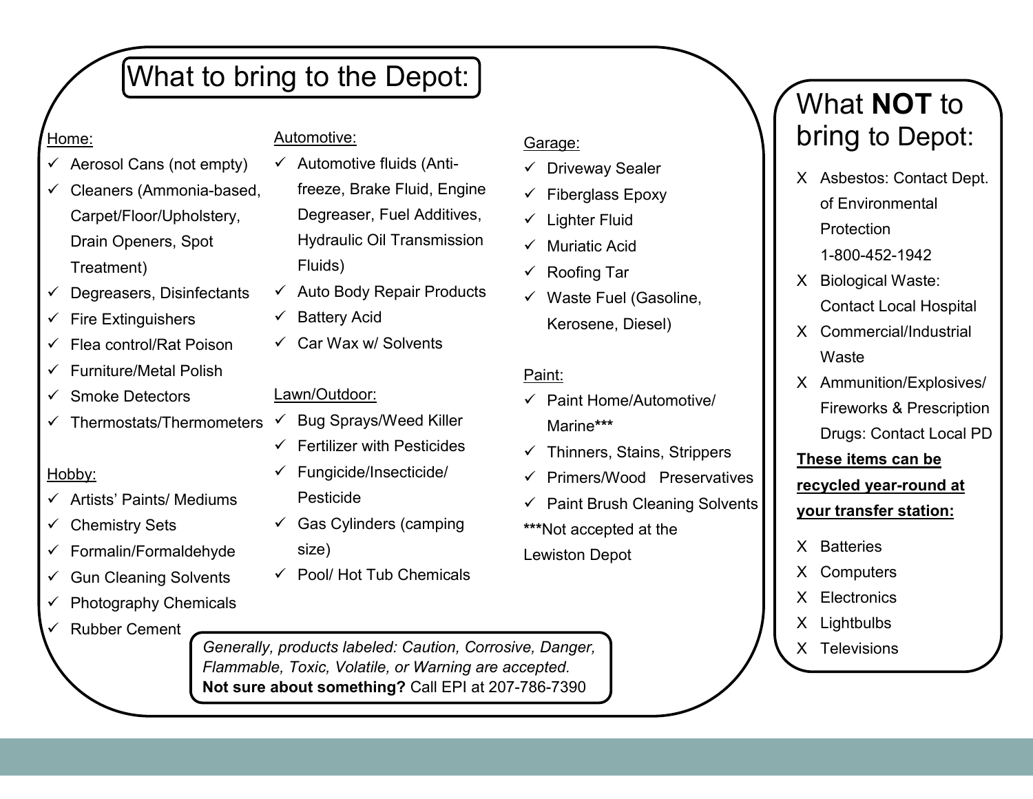# What to bring to the Depot:

Home:

- ✓ Aerosol Cans (not empty)
- ✓ Cleaners (Ammonia-based, Carpet/Floor/Upholstery, Drain Openers, Spot Treatment)
- ✓ Degreasers, Disinfectants
- ✓ Fire Extinguishers
- ✓ Flea control/Rat Poison
- ✓ Furniture/Metal Polish
- ✓ Smoke Detectors
- ✓ Thermostats/Thermometers

Hobby:

- ✓ Artists' Paints/ Mediums
- ✓ Chemistry Sets
- ✓ Formalin/Formaldehyde
- ✓ Gun Cleaning Solvents
- ✓ Photography Chemicals
- ✓ Rubber Cement

Automotive:

- ✓ Automotive fluids (Anti-freeze, Brake Fluid, Engine Degreaser, Fuel Additives, Hydraulic Oil Transmission Fluids)
- ✓ Auto Body Repair Products
- ✓ Battery Acid
- ✓ Car Wax w/ Solvents

Lawn/Outdoor:

- ✓ Bug Sprays/Weed Killer
- ✓ Fertilizer with Pesticides
- ✓ Fungicide/Insecticide/ Pesticide
- ✓ Gas Cylinders (camping size)
- ✓ Pool/ Hot Tub Chemicals

Garage:

- ✓ Driveway Sealer
- ✓ Fiberglass Epoxy
- ✓ Lighter Fluid
- ✓ Muriatic Acid
- ✓ Roofing Tar
- ✓ Waste Fuel (Gasoline, Kerosene, Diesel)

Paint:

- ✓ Paint Home/Automotive/ Marine***
- ✓ Thinners, Stains, Strippers
- ✓ Primers/Wood Preservatives
- ✓ Paint Brush Cleaning Solvents

***Not accepted at the Lewiston Depot

*Generally, products labeled: Caution, Corrosive, Danger, Flammable, Toxic, Volatile, or Warning are accepted.*
**Not sure about something?** Call EPI at 207-786-7390

# What **NOT** to bring to Depot:

- X Asbestos: Contact Dept. of Environmental Protection 1-800-452-1942
- X Biological Waste: Contact Local Hospital
- X Commercial/Industrial Waste
- X Ammunition/Explosives/ Fireworks & Prescription Drugs: Contact Local PD

**These items can be recycled year-round at your transfer station:**

- X Batteries
- X Computers
- X Electronics
- X Lightbulbs
- X Televisions